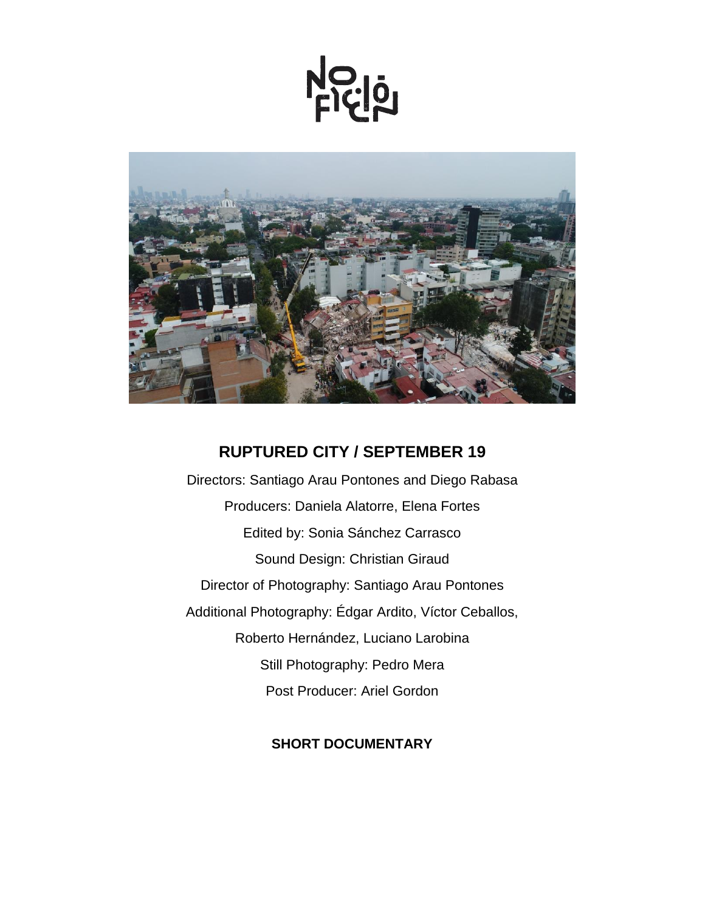## RUPTURED CITY / SEPTEMBER 19

Directors: Santiago Arau Pontones and Diego Rabasa

Producers: Daniela Alatorre, Elena Fortes

Edited by: Sonia Sánchez Carrasco

Sound Design: Christian Giraud

Director of Photography: Santiago Arau Pontones

Additional Photography: Édgar Ardito, Víctor Ceballos, Roberto Hernández, Luciano Larobina

Still Photography: Pedro Mera

Post Producer: Ariel Gordon

**SHORT DOCUMENTARY**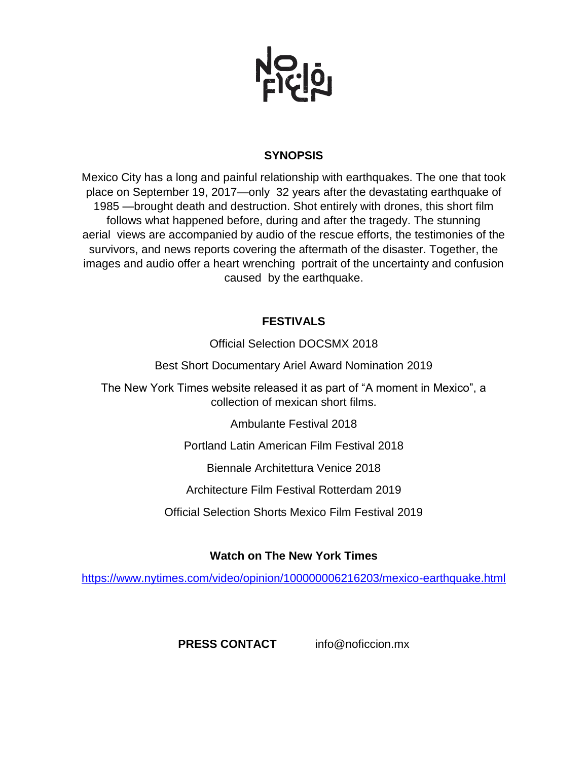NO FICCIÓN

## SYNOPSIS

Mexico City has a long and painful relationship with earthquakes. The one that took place on September 19, 2017—only 32 years after the devastating earthquake of 1985 —brought death and destruction. Shot entirely with drones, this short film follows what happened before, during and after the tragedy. The stunning aerial views are accompanied by audio of the rescue efforts, the testimonies of the survivors, and news reports covering the aftermath of the disaster. Together, the images and audio offer a heart wrenching portrait of the uncertainty and confusion caused by the earthquake.

## FESTIVALS

Official Selection DOCSMX 2018

Best Short Documentary Ariel Award Nomination 2019

The New York Times website released it as part of "A moment in Mexico", a collection of mexican short films.

Ambulante Festival 2018

Portland Latin American Film Festival 2018

Biennale Architettura Venice 2018

Architecture Film Festival Rotterdam 2019

Official Selection Shorts Mexico Film Festival 2019

**Watch on The New York Times**

https://www.nytimes.com/video/opinion/100000006216203/mexico-earthquake.html

**PRESS CONTACT** info@noficcion.mx